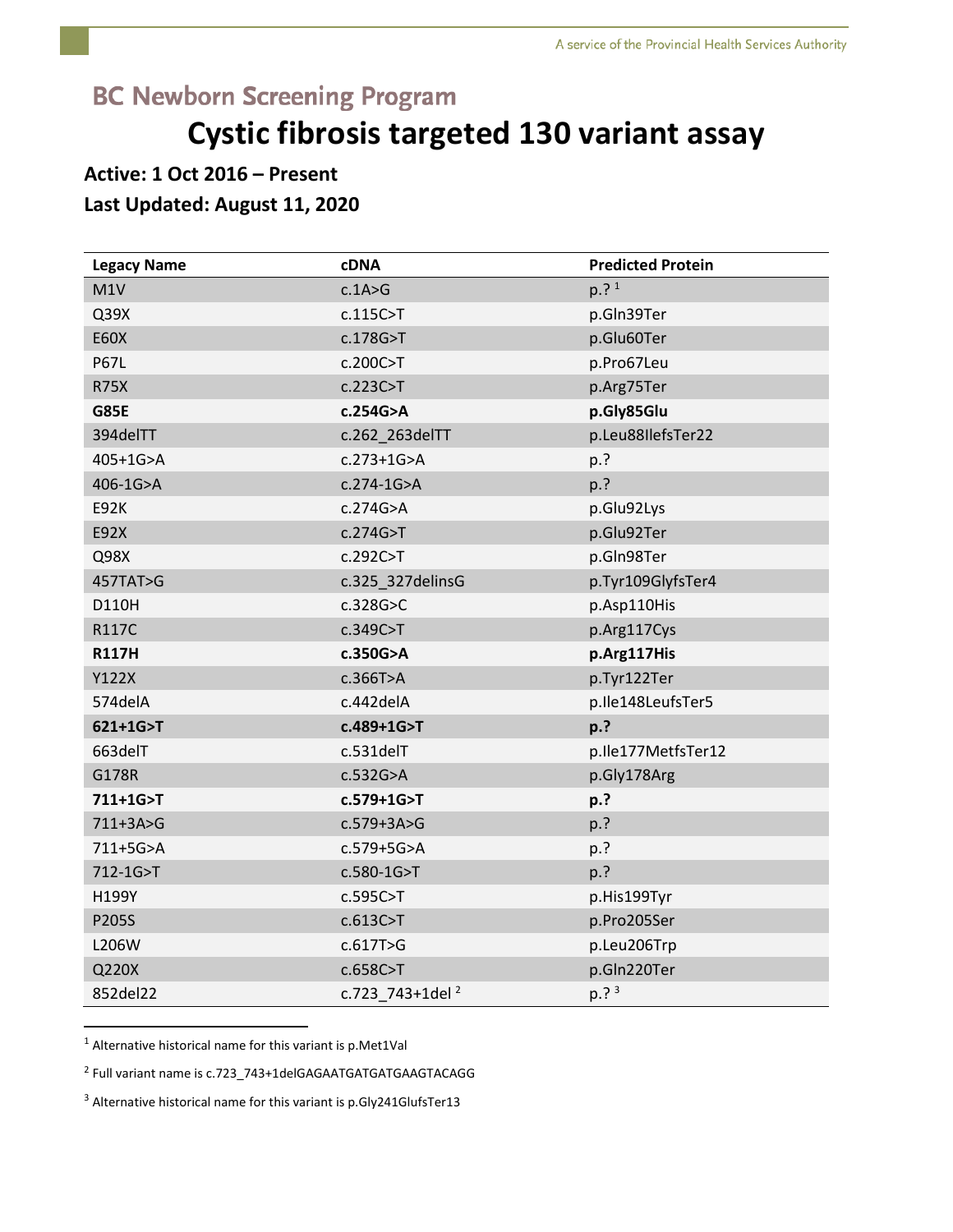## BC Newborn Screening Program

# Cystic fibrosis targeted 130 variant assay

**Active: 1 Oct 2016 – Present**

**Last Updated: August 11, 2020**

| Legacy Name | cDNA | Predicted Protein |
|---|---|---|
| M1V | c.1A>G | p.? [1] |
| Q39X | c.115C>T | p.Gln39Ter |
| E60X | c.178G>T | p.Glu60Ter |
| P67L | c.200C>T | p.Pro67Leu |
| R75X | c.223C>T | p.Arg75Ter |
| **G85E** | **c.254G>A** | **p.Gly85Glu** |
| 394delTT | c.262_263delTT | p.Leu88IlefsTer22 |
| 405+1G>A | c.273+1G>A | p.? |
| 406-1G>A | c.274-1G>A | p.? |
| E92K | c.274G>A | p.Glu92Lys |
| E92X | c.274G>T | p.Glu92Ter |
| Q98X | c.292C>T | p.Gln98Ter |
| 457TAT>G | c.325_327delinsG | p.Tyr109GlyfsTer4 |
| D110H | c.328G>C | p.Asp110His |
| R117C | c.349C>T | p.Arg117Cys |
| **R117H** | **c.350G>A** | **p.Arg117His** |
| Y122X | c.366T>A | p.Tyr122Ter |
| 574delA | c.442delA | p.Ile148LeufsTer5 |
| **621+1G>T** | **c.489+1G>T** | **p.?** |
| 663delT | c.531delT | p.Ile177MetfsTer12 |
| G178R | c.532G>A | p.Gly178Arg |
| **711+1G>T** | **c.579+1G>T** | **p.?** |
| 711+3A>G | c.579+3A>G | p.? |
| 711+5G>A | c.579+5G>A | p.? |
| 712-1G>T | c.580-1G>T | p.? |
| H199Y | c.595C>T | p.His199Tyr |
| P205S | c.613C>T | p.Pro205Ser |
| L206W | c.617T>G | p.Leu206Trp |
| Q220X | c.658C>T | p.Gln220Ter |
| 852del22 | c.723_743+1del [2] | p.? [3] |

[1] Alternative historical name for this variant is p.Met1Val

[2] Full variant name is c.723_743+1delGAGAATGATGATGAAGTACAGG

[3] Alternative historical name for this variant is p.Gly241GlufsTer13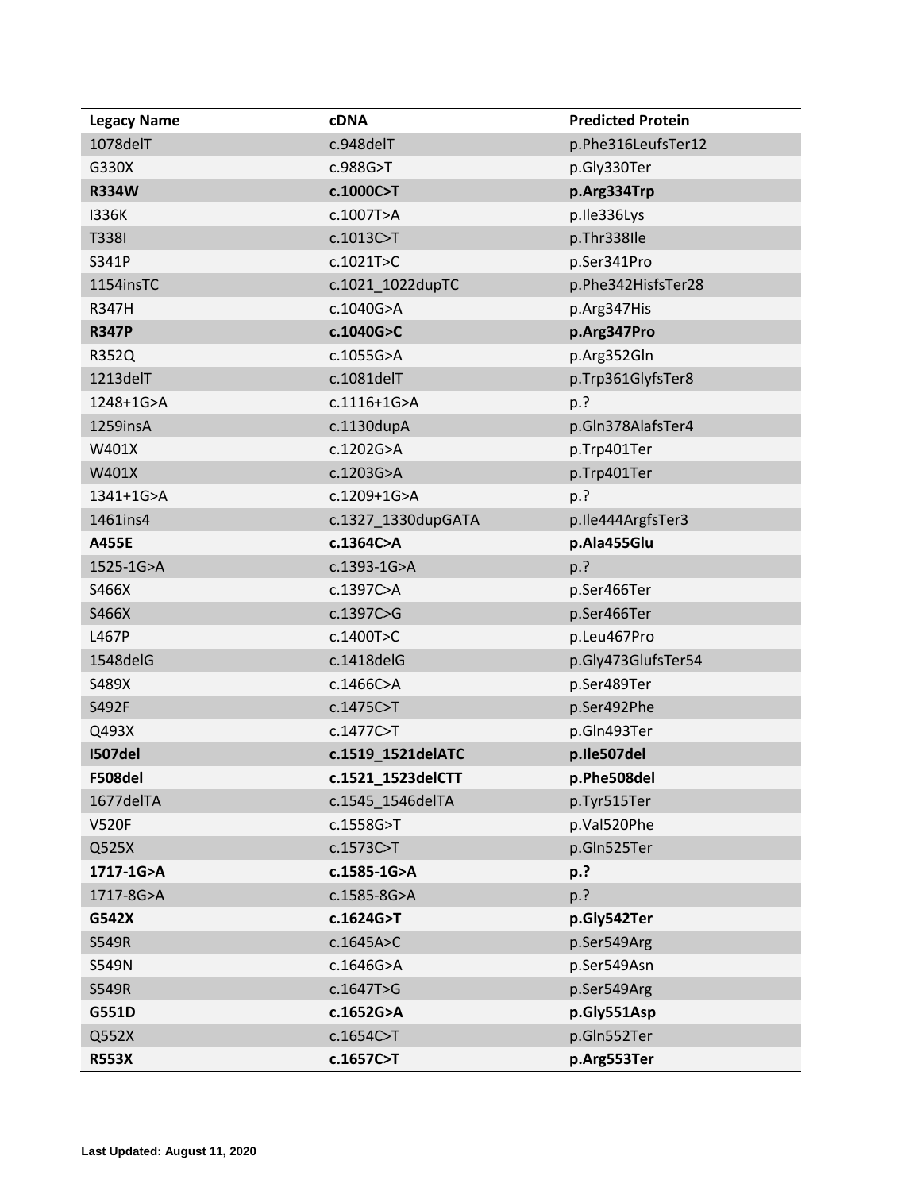| Legacy Name | cDNA | Predicted Protein |
|---|---|---|
| 1078delT | c.948delT | p.Phe316LeufsTer12 |
| G330X | c.988G>T | p.Gly330Ter |
| **R334W** | **c.1000C>T** | **p.Arg334Trp** |
| I336K | c.1007T>A | p.Ile336Lys |
| T338I | c.1013C>T | p.Thr338Ile |
| S341P | c.1021T>C | p.Ser341Pro |
| 1154insTC | c.1021_1022dupTC | p.Phe342HisfsTer28 |
| R347H | c.1040G>A | p.Arg347His |
| **R347P** | **c.1040G>C** | **p.Arg347Pro** |
| R352Q | c.1055G>A | p.Arg352Gln |
| 1213delT | c.1081delT | p.Trp361GlyfsTer8 |
| 1248+1G>A | c.1116+1G>A | p.? |
| 1259insA | c.1130dupA | p.Gln378AlafsTer4 |
| W401X | c.1202G>A | p.Trp401Ter |
| W401X | c.1203G>A | p.Trp401Ter |
| 1341+1G>A | c.1209+1G>A | p.? |
| 1461ins4 | c.1327_1330dupGATA | p.Ile444ArgfsTer3 |
| **A455E** | **c.1364C>A** | **p.Ala455Glu** |
| 1525-1G>A | c.1393-1G>A | p.? |
| S466X | c.1397C>A | p.Ser466Ter |
| S466X | c.1397C>G | p.Ser466Ter |
| L467P | c.1400T>C | p.Leu467Pro |
| 1548delG | c.1418delG | p.Gly473GlufsTer54 |
| S489X | c.1466C>A | p.Ser489Ter |
| S492F | c.1475C>T | p.Ser492Phe |
| Q493X | c.1477C>T | p.Gln493Ter |
| **I507del** | **c.1519_1521delATC** | **p.Ile507del** |
| **F508del** | **c.1521_1523delCTT** | **p.Phe508del** |
| 1677delTA | c.1545_1546delTA | p.Tyr515Ter |
| V520F | c.1558G>T | p.Val520Phe |
| Q525X | c.1573C>T | p.Gln525Ter |
| **1717-1G>A** | **c.1585-1G>A** | **p.?** |
| 1717-8G>A | c.1585-8G>A | p.? |
| **G542X** | **c.1624G>T** | **p.Gly542Ter** |
| S549R | c.1645A>C | p.Ser549Arg |
| S549N | c.1646G>A | p.Ser549Asn |
| S549R | c.1647T>G | p.Ser549Arg |
| **G551D** | **c.1652G>A** | **p.Gly551Asp** |
| Q552X | c.1654C>T | p.Gln552Ter |
| **R553X** | **c.1657C>T** | **p.Arg553Ter** |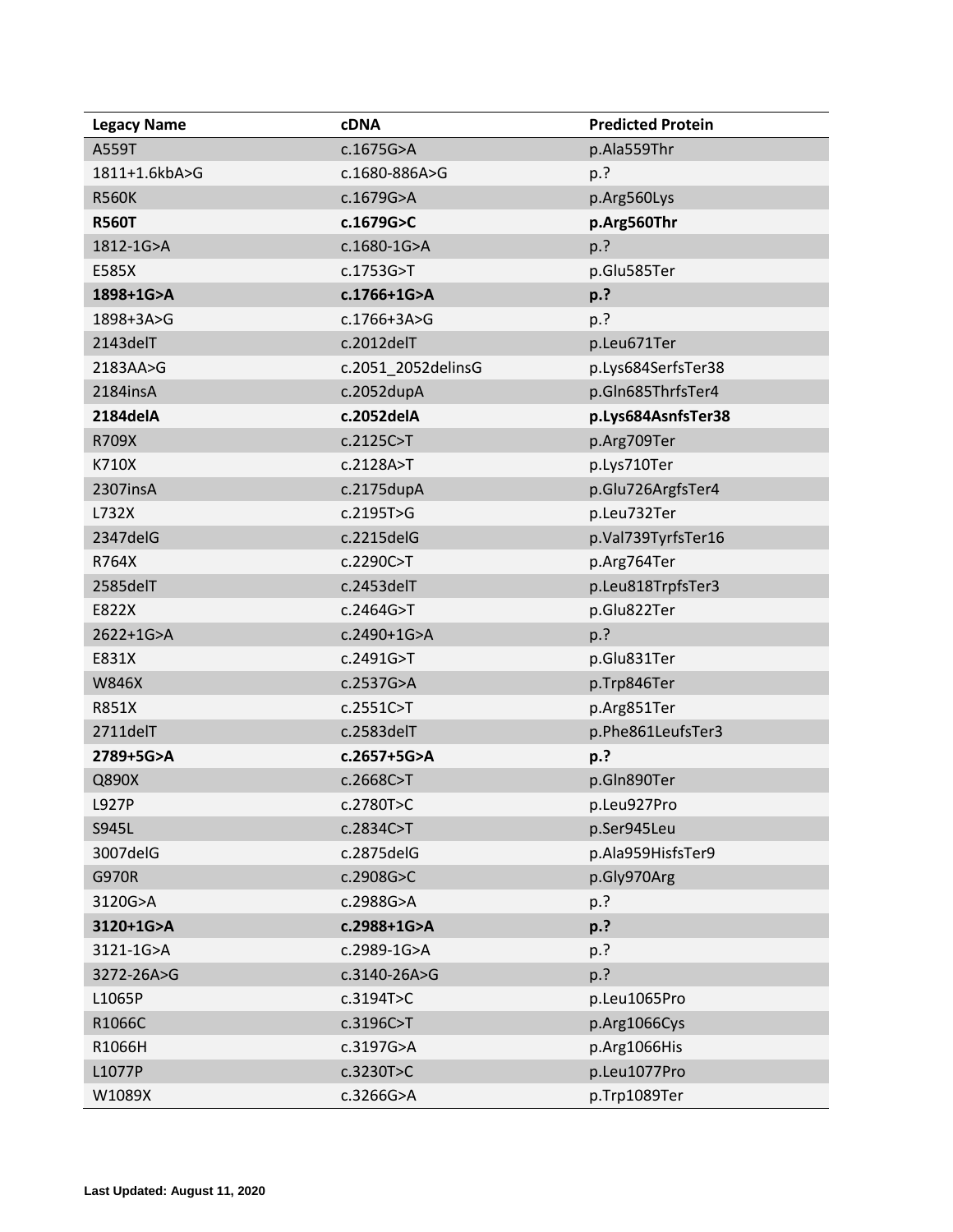| Legacy Name | cDNA | Predicted Protein |
| --- | --- | --- |
| A559T | c.1675G>A | p.Ala559Thr |
| 1811+1.6kbA>G | c.1680-886A>G | p.? |
| R560K | c.1679G>A | p.Arg560Lys |
| **R560T** | **c.1679G>C** | **p.Arg560Thr** |
| 1812-1G>A | c.1680-1G>A | p.? |
| E585X | c.1753G>T | p.Glu585Ter |
| **1898+1G>A** | **c.1766+1G>A** | **p.?** |
| 1898+3A>G | c.1766+3A>G | p.? |
| 2143delT | c.2012delT | p.Leu671Ter |
| 2183AA>G | c.2051_2052delinsG | p.Lys684SerfsTer38 |
| 2184insA | c.2052dupA | p.Gln685ThrfsTer4 |
| **2184delA** | **c.2052delA** | **p.Lys684AsnfsTer38** |
| R709X | c.2125C>T | p.Arg709Ter |
| K710X | c.2128A>T | p.Lys710Ter |
| 2307insA | c.2175dupA | p.Glu726ArgfsTer4 |
| L732X | c.2195T>G | p.Leu732Ter |
| 2347delG | c.2215delG | p.Val739TyrfsTer16 |
| R764X | c.2290C>T | p.Arg764Ter |
| 2585delT | c.2453delT | p.Leu818TrpfsTer3 |
| E822X | c.2464G>T | p.Glu822Ter |
| 2622+1G>A | c.2490+1G>A | p.? |
| E831X | c.2491G>T | p.Glu831Ter |
| W846X | c.2537G>A | p.Trp846Ter |
| R851X | c.2551C>T | p.Arg851Ter |
| 2711delT | c.2583delT | p.Phe861LeufsTer3 |
| **2789+5G>A** | **c.2657+5G>A** | **p.?** |
| Q890X | c.2668C>T | p.Gln890Ter |
| L927P | c.2780T>C | p.Leu927Pro |
| S945L | c.2834C>T | p.Ser945Leu |
| 3007delG | c.2875delG | p.Ala959HisfsTer9 |
| G970R | c.2908G>C | p.Gly970Arg |
| 3120G>A | c.2988G>A | p.? |
| **3120+1G>A** | **c.2988+1G>A** | **p.?** |
| 3121-1G>A | c.2989-1G>A | p.? |
| 3272-26A>G | c.3140-26A>G | p.? |
| L1065P | c.3194T>C | p.Leu1065Pro |
| R1066C | c.3196C>T | p.Arg1066Cys |
| R1066H | c.3197G>A | p.Arg1066His |
| L1077P | c.3230T>C | p.Leu1077Pro |
| W1089X | c.3266G>A | p.Trp1089Ter |

**Last Updated: August 11, 2020**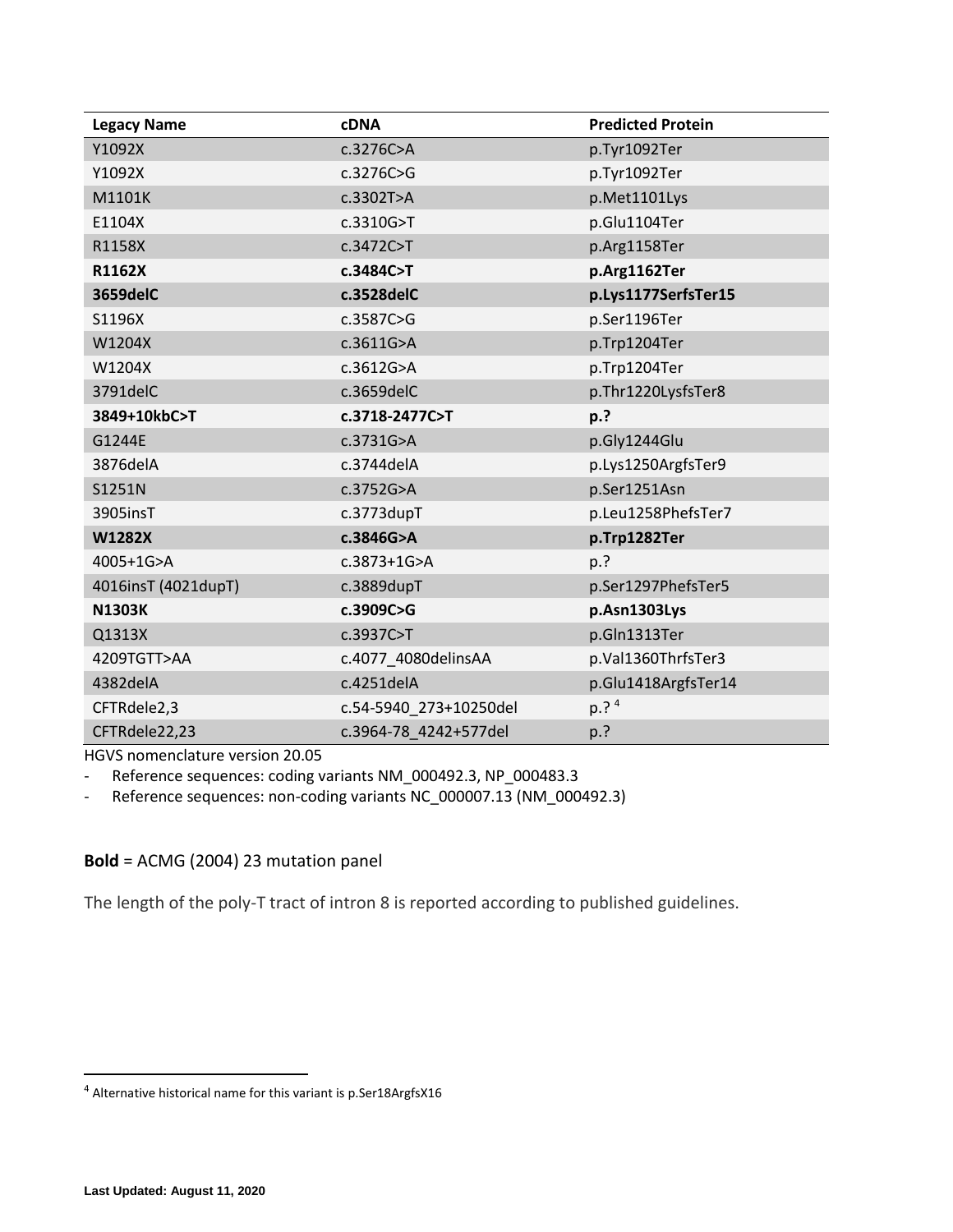| Legacy Name | cDNA | Predicted Protein |
| --- | --- | --- |
| Y1092X | c.3276C>A | p.Tyr1092Ter |
| Y1092X | c.3276C>G | p.Tyr1092Ter |
| M1101K | c.3302T>A | p.Met1101Lys |
| E1104X | c.3310G>T | p.Glu1104Ter |
| R1158X | c.3472C>T | p.Arg1158Ter |
| **R1162X** | **c.3484C>T** | **p.Arg1162Ter** |
| **3659delC** | **c.3528delC** | **p.Lys1177SerfsTer15** |
| S1196X | c.3587C>G | p.Ser1196Ter |
| W1204X | c.3611G>A | p.Trp1204Ter |
| W1204X | c.3612G>A | p.Trp1204Ter |
| 3791delC | c.3659delC | p.Thr1220LysfsTer8 |
| **3849+10kbC>T** | **c.3718-2477C>T** | **p.?** |
| G1244E | c.3731G>A | p.Gly1244Glu |
| 3876delA | c.3744delA | p.Lys1250ArgfsTer9 |
| S1251N | c.3752G>A | p.Ser1251Asn |
| 3905insT | c.3773dupT | p.Leu1258PhefsTer7 |
| **W1282X** | **c.3846G>A** | **p.Trp1282Ter** |
| 4005+1G>A | c.3873+1G>A | p.? |
| 4016insT (4021dupT) | c.3889dupT | p.Ser1297PhefsTer5 |
| **N1303K** | **c.3909C>G** | **p.Asn1303Lys** |
| Q1313X | c.3937C>T | p.Gln1313Ter |
| 4209TGTT>AA | c.4077_4080delinsAA | p.Val1360ThrfsTer3 |
| 4382delA | c.4251delA | p.Glu1418ArgfsTer14 |
| CFTRdele2,3 | c.54-5940_273+10250del | p.? [4] |
| CFTRdele22,23 | c.3964-78_4242+577del | p.? |

HGVS nomenclature version 20.05

- Reference sequences: coding variants NM_000492.3, NP_000483.3
- Reference sequences: non-coding variants NC_000007.13 (NM_000492.3)

**Bold** = ACMG (2004) 23 mutation panel

The length of the poly-T tract of intron 8 is reported according to published guidelines.

[4] Alternative historical name for this variant is p.Ser18ArgfsX16

**Last Updated: August 11, 2020**